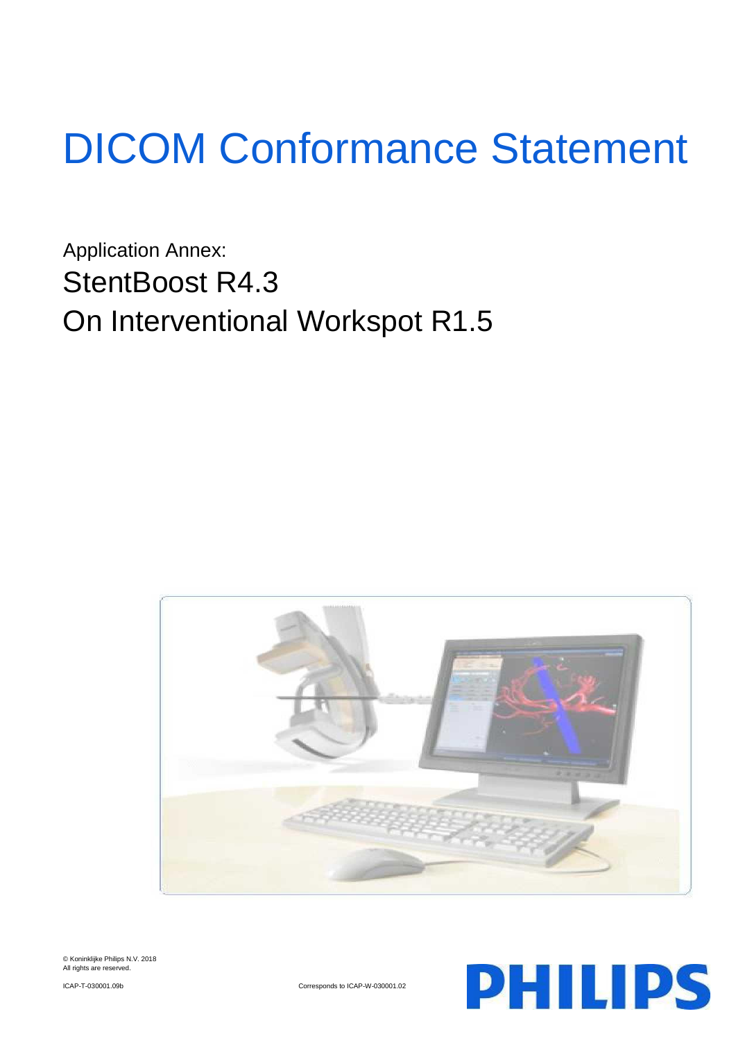# DICOM Conformance Statement

Application Annex:

## StentBoost R4.3

## On Interventional Workspot R1.5

© Koninklijke Philips N.V. 2018
All rights are reserved.

ICAP-T-030001.09b

Corresponds to ICAP-W-030001.02

PHILIPS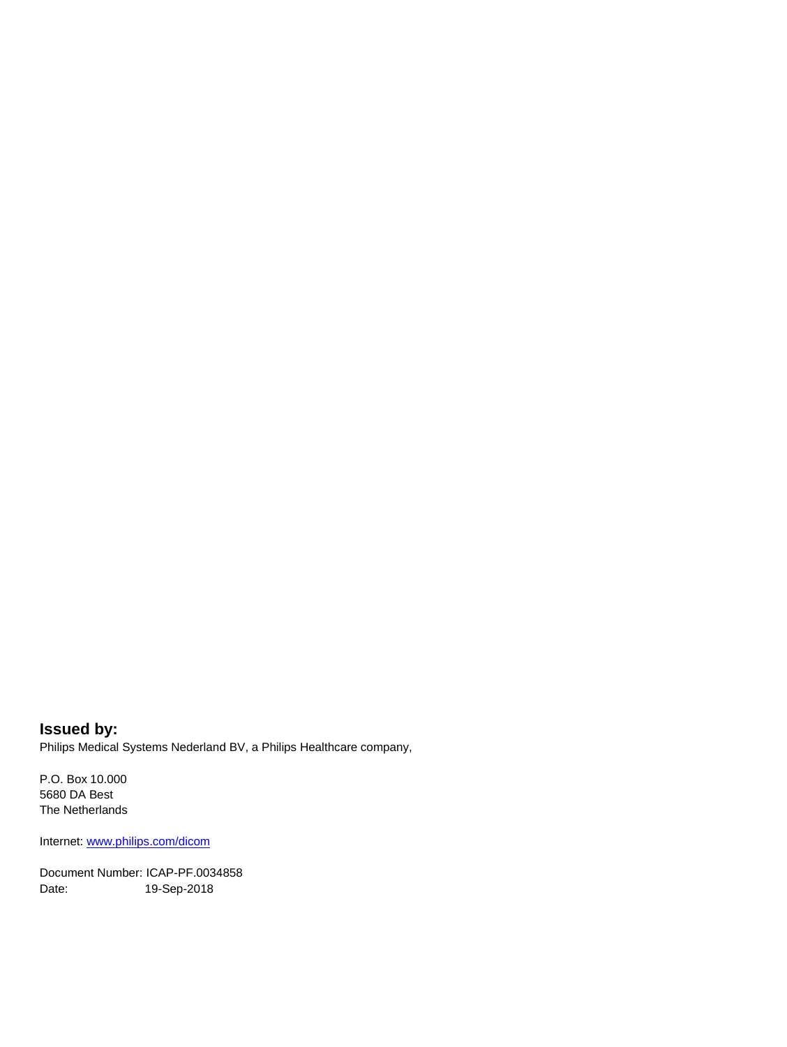**Issued by:**

Philips Medical Systems Nederland BV, a Philips Healthcare company,

P.O. Box 10.000
5680 DA Best
The Netherlands

Internet: www.philips.com/dicom

Document Number: ICAP-PF.0034858
Date: 19-Sep-2018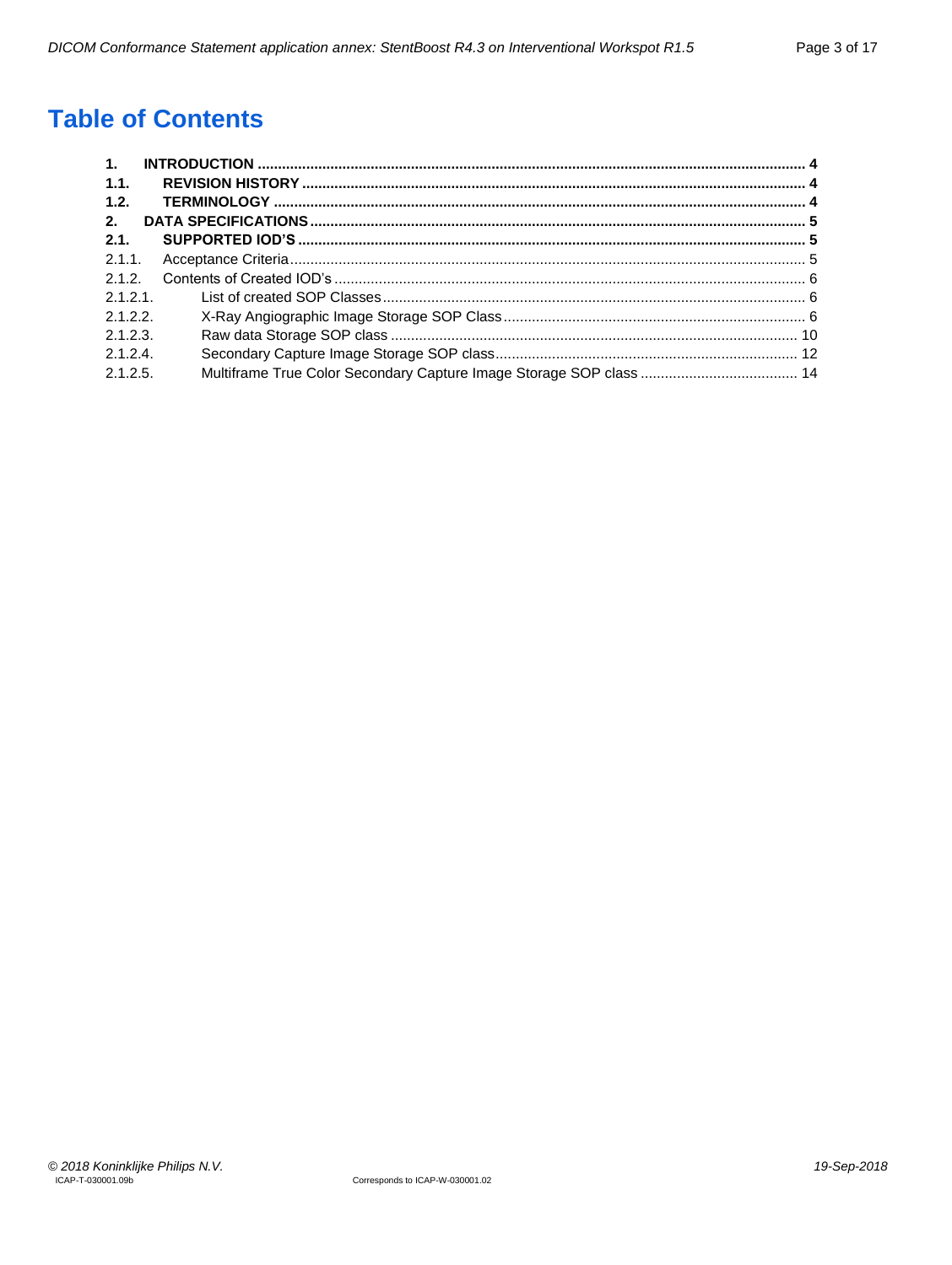# Table of Contents

**1. INTRODUCTION** ........................................ **4**
**1.1. REVISION HISTORY** ........................................ **4**
**1.2. TERMINOLOGY** ........................................ **4**
**2. DATA SPECIFICATIONS** ........................................ **5**
**2.1. SUPPORTED IOD'S** ........................................ **5**
2.1.1. Acceptance Criteria ........................................ 5
2.1.2. Contents of Created IOD's ........................................ 6
2.1.2.1. List of created SOP Classes ........................................ 6
2.1.2.2. X-Ray Angiographic Image Storage SOP Class ........................................ 6
2.1.2.3. Raw data Storage SOP class ........................................ 10
2.1.2.4. Secondary Capture Image Storage SOP class ........................................ 12
2.1.2.5. Multiframe True Color Secondary Capture Image Storage SOP class ........................................ 14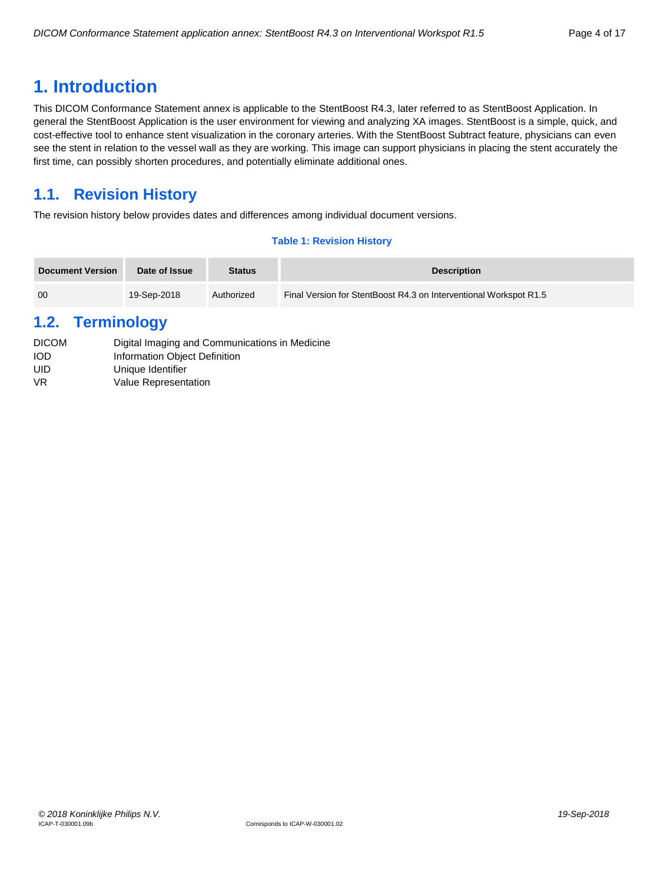# 1. Introduction

This DICOM Conformance Statement annex is applicable to the StentBoost R4.3, later referred to as StentBoost Application. In general the StentBoost Application is the user environment for viewing and analyzing XA images. StentBoost is a simple, quick, and cost-effective tool to enhance stent visualization in the coronary arteries. With the StentBoost Subtract feature, physicians can even see the stent in relation to the vessel wall as they are working. This image can support physicians in placing the stent accurately the first time, can possibly shorten procedures, and potentially eliminate additional ones.

## 1.1. Revision History

The revision history below provides dates and differences among individual document versions.

**Table 1: Revision History**

| Document Version | Date of Issue | Status | Description |
|---|---|---|---|
| 00 | 19-Sep-2018 | Authorized | Final Version for StentBoost R4.3 on Interventional Workspot R1.5 |

## 1.2. Terminology

| | |
|---|---|
| DICOM | Digital Imaging and Communications in Medicine |
| IOD | Information Object Definition |
| UID | Unique Identifier |
| VR | Value Representation |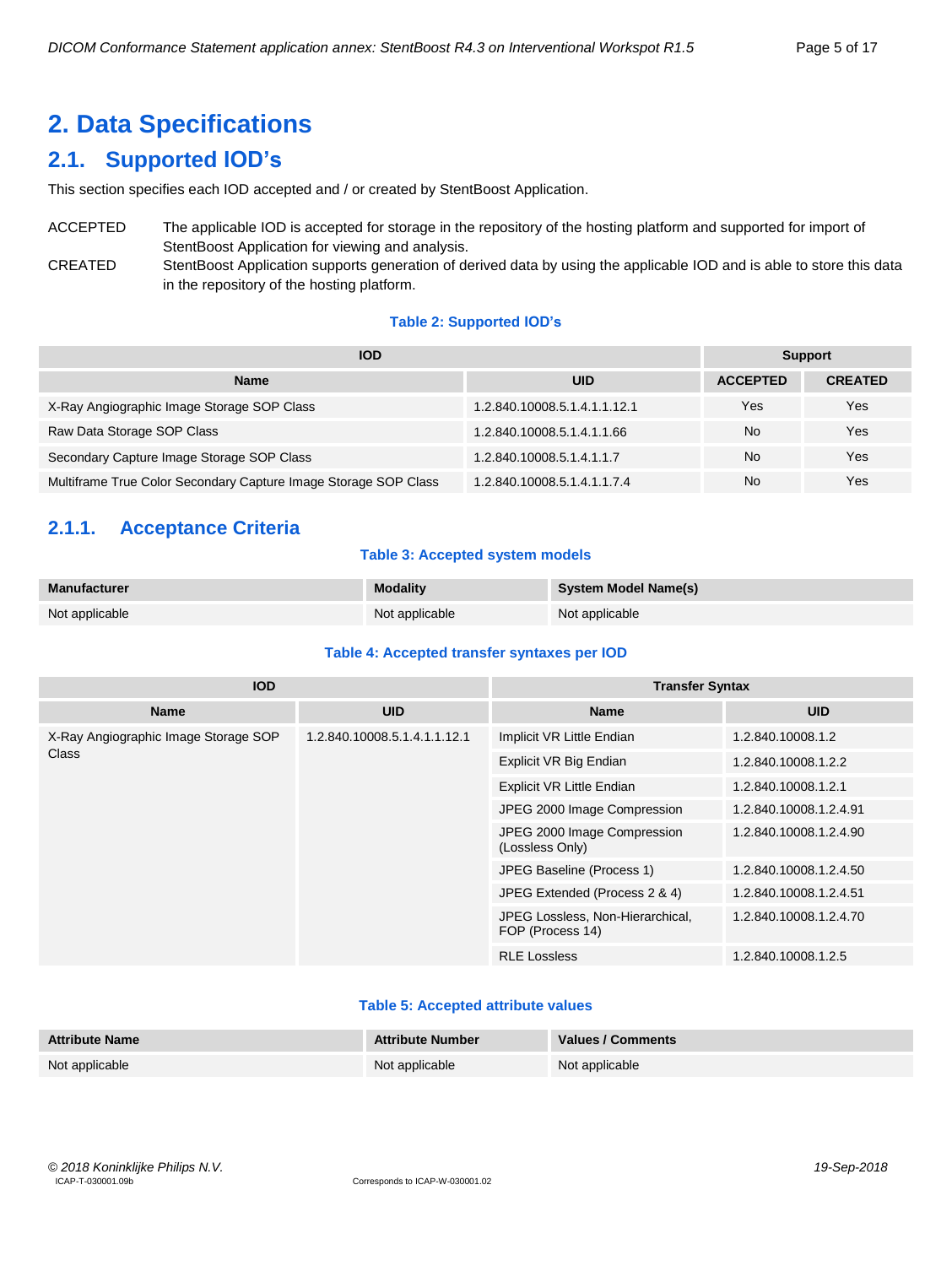# 2. Data Specifications

## 2.1. Supported IOD's

This section specifies each IOD accepted and / or created by StentBoost Application.

ACCEPTED — The applicable IOD is accepted for storage in the repository of the hosting platform and supported for import of StentBoost Application for viewing and analysis.

CREATED — StentBoost Application supports generation of derived data by using the applicable IOD and is able to store this data in the repository of the hosting platform.

**Table 2: Supported IOD's**

| IOD | | Support | |
|---|---|---|---|
| **Name** | **UID** | **ACCEPTED** | **CREATED** |
| X-Ray Angiographic Image Storage SOP Class | 1.2.840.10008.5.1.4.1.1.12.1 | Yes | Yes |
| Raw Data Storage SOP Class | 1.2.840.10008.5.1.4.1.1.66 | No | Yes |
| Secondary Capture Image Storage SOP Class | 1.2.840.10008.5.1.4.1.1.7 | No | Yes |
| Multiframe True Color Secondary Capture Image Storage SOP Class | 1.2.840.10008.5.1.4.1.1.7.4 | No | Yes |

### 2.1.1. Acceptance Criteria

**Table 3: Accepted system models**

| Manufacturer | Modality | System Model Name(s) |
|---|---|---|
| Not applicable | Not applicable | Not applicable |

**Table 4: Accepted transfer syntaxes per IOD**

| IOD | | Transfer Syntax | |
|---|---|---|---|
| **Name** | **UID** | **Name** | **UID** |
| X-Ray Angiographic Image Storage SOP Class | 1.2.840.10008.5.1.4.1.1.12.1 | Implicit VR Little Endian | 1.2.840.10008.1.2 |
| | | Explicit VR Big Endian | 1.2.840.10008.1.2.2 |
| | | Explicit VR Little Endian | 1.2.840.10008.1.2.1 |
| | | JPEG 2000 Image Compression | 1.2.840.10008.1.2.4.91 |
| | | JPEG 2000 Image Compression (Lossless Only) | 1.2.840.10008.1.2.4.90 |
| | | JPEG Baseline (Process 1) | 1.2.840.10008.1.2.4.50 |
| | | JPEG Extended (Process 2 & 4) | 1.2.840.10008.1.2.4.51 |
| | | JPEG Lossless, Non-Hierarchical, FOP (Process 14) | 1.2.840.10008.1.2.4.70 |
| | | RLE Lossless | 1.2.840.10008.1.2.5 |

**Table 5: Accepted attribute values**

| Attribute Name | Attribute Number | Values / Comments |
|---|---|---|
| Not applicable | Not applicable | Not applicable |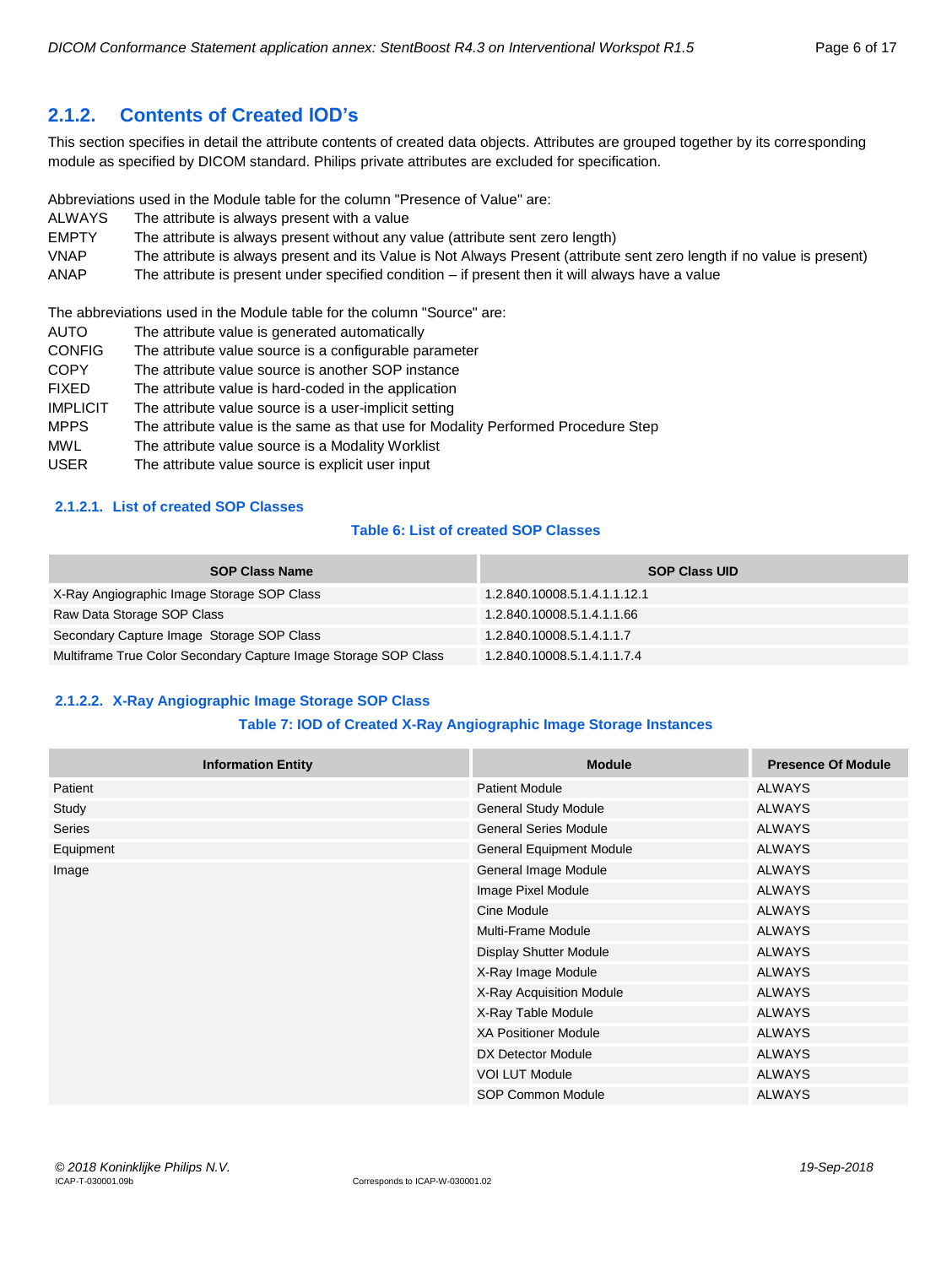## 2.1.2. Contents of Created IOD's

This section specifies in detail the attribute contents of created data objects. Attributes are grouped together by its corresponding module as specified by DICOM standard. Philips private attributes are excluded for specification.

Abbreviations used in the Module table for the column "Presence of Value" are:

| | |
|---|---|
| ALWAYS | The attribute is always present with a value |
| EMPTY | The attribute is always present without any value (attribute sent zero length) |
| VNAP | The attribute is always present and its Value is Not Always Present (attribute sent zero length if no value is present) |
| ANAP | The attribute is present under specified condition – if present then it will always have a value |

The abbreviations used in the Module table for the column "Source" are:

| | |
|---|---|
| AUTO | The attribute value is generated automatically |
| CONFIG | The attribute value source is a configurable parameter |
| COPY | The attribute value source is another SOP instance |
| FIXED | The attribute value is hard-coded in the application |
| IMPLICIT | The attribute value source is a user-implicit setting |
| MPPS | The attribute value is the same as that use for Modality Performed Procedure Step |
| MWL | The attribute value source is a Modality Worklist |
| USER | The attribute value source is explicit user input |

### 2.1.2.1. List of created SOP Classes

**Table 6: List of created SOP Classes**

| SOP Class Name | SOP Class UID |
|---|---|
| X-Ray Angiographic Image Storage SOP Class | 1.2.840.10008.5.1.4.1.1.12.1 |
| Raw Data Storage SOP Class | 1.2.840.10008.5.1.4.1.1.66 |
| Secondary Capture Image Storage SOP Class | 1.2.840.10008.5.1.4.1.1.7 |
| Multiframe True Color Secondary Capture Image Storage SOP Class | 1.2.840.10008.5.1.4.1.1.7.4 |

### 2.1.2.2. X-Ray Angiographic Image Storage SOP Class

**Table 7: IOD of Created X-Ray Angiographic Image Storage Instances**

| Information Entity | Module | Presence Of Module |
|---|---|---|
| Patient | Patient Module | ALWAYS |
| Study | General Study Module | ALWAYS |
| Series | General Series Module | ALWAYS |
| Equipment | General Equipment Module | ALWAYS |
| Image | General Image Module | ALWAYS |
| | Image Pixel Module | ALWAYS |
| | Cine Module | ALWAYS |
| | Multi-Frame Module | ALWAYS |
| | Display Shutter Module | ALWAYS |
| | X-Ray Image Module | ALWAYS |
| | X-Ray Acquisition Module | ALWAYS |
| | X-Ray Table Module | ALWAYS |
| | XA Positioner Module | ALWAYS |
| | DX Detector Module | ALWAYS |
| | VOI LUT Module | ALWAYS |
| | SOP Common Module | ALWAYS |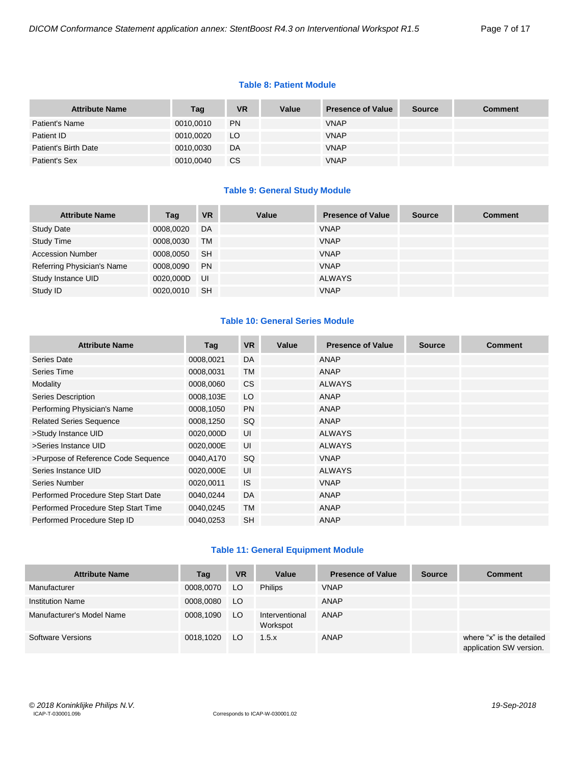**Table 8: Patient Module**

| Attribute Name | Tag | VR | Value | Presence of Value | Source | Comment |
|---|---|---|---|---|---|---|
| Patient's Name | 0010,0010 | PN | | VNAP | | |
| Patient ID | 0010,0020 | LO | | VNAP | | |
| Patient's Birth Date | 0010,0030 | DA | | VNAP | | |
| Patient's Sex | 0010,0040 | CS | | VNAP | | |

**Table 9: General Study Module**

| Attribute Name | Tag | VR | Value | Presence of Value | Source | Comment |
|---|---|---|---|---|---|---|
| Study Date | 0008,0020 | DA | | VNAP | | |
| Study Time | 0008,0030 | TM | | VNAP | | |
| Accession Number | 0008,0050 | SH | | VNAP | | |
| Referring Physician's Name | 0008,0090 | PN | | VNAP | | |
| Study Instance UID | 0020,000D | UI | | ALWAYS | | |
| Study ID | 0020,0010 | SH | | VNAP | | |

**Table 10: General Series Module**

| Attribute Name | Tag | VR | Value | Presence of Value | Source | Comment |
|---|---|---|---|---|---|---|
| Series Date | 0008,0021 | DA | | ANAP | | |
| Series Time | 0008,0031 | TM | | ANAP | | |
| Modality | 0008,0060 | CS | | ALWAYS | | |
| Series Description | 0008,103E | LO | | ANAP | | |
| Performing Physician's Name | 0008,1050 | PN | | ANAP | | |
| Related Series Sequence | 0008,1250 | SQ | | ANAP | | |
| >Study Instance UID | 0020,000D | UI | | ALWAYS | | |
| >Series Instance UID | 0020,000E | UI | | ALWAYS | | |
| >Purpose of Reference Code Sequence | 0040,A170 | SQ | | VNAP | | |
| Series Instance UID | 0020,000E | UI | | ALWAYS | | |
| Series Number | 0020,0011 | IS | | VNAP | | |
| Performed Procedure Step Start Date | 0040,0244 | DA | | ANAP | | |
| Performed Procedure Step Start Time | 0040,0245 | TM | | ANAP | | |
| Performed Procedure Step ID | 0040,0253 | SH | | ANAP | | |

**Table 11: General Equipment Module**

| Attribute Name | Tag | VR | Value | Presence of Value | Source | Comment |
|---|---|---|---|---|---|---|
| Manufacturer | 0008,0070 | LO | Philips | VNAP | | |
| Institution Name | 0008,0080 | LO | | ANAP | | |
| Manufacturer's Model Name | 0008,1090 | LO | Interventional Workspot | ANAP | | |
| Software Versions | 0018,1020 | LO | 1.5.x | ANAP | | where "x" is the detailed application SW version. |

© 2018 Koninklijke Philips N.V.
ICAP-T-030001.09b
Corresponds to ICAP-W-030001.02
19-Sep-2018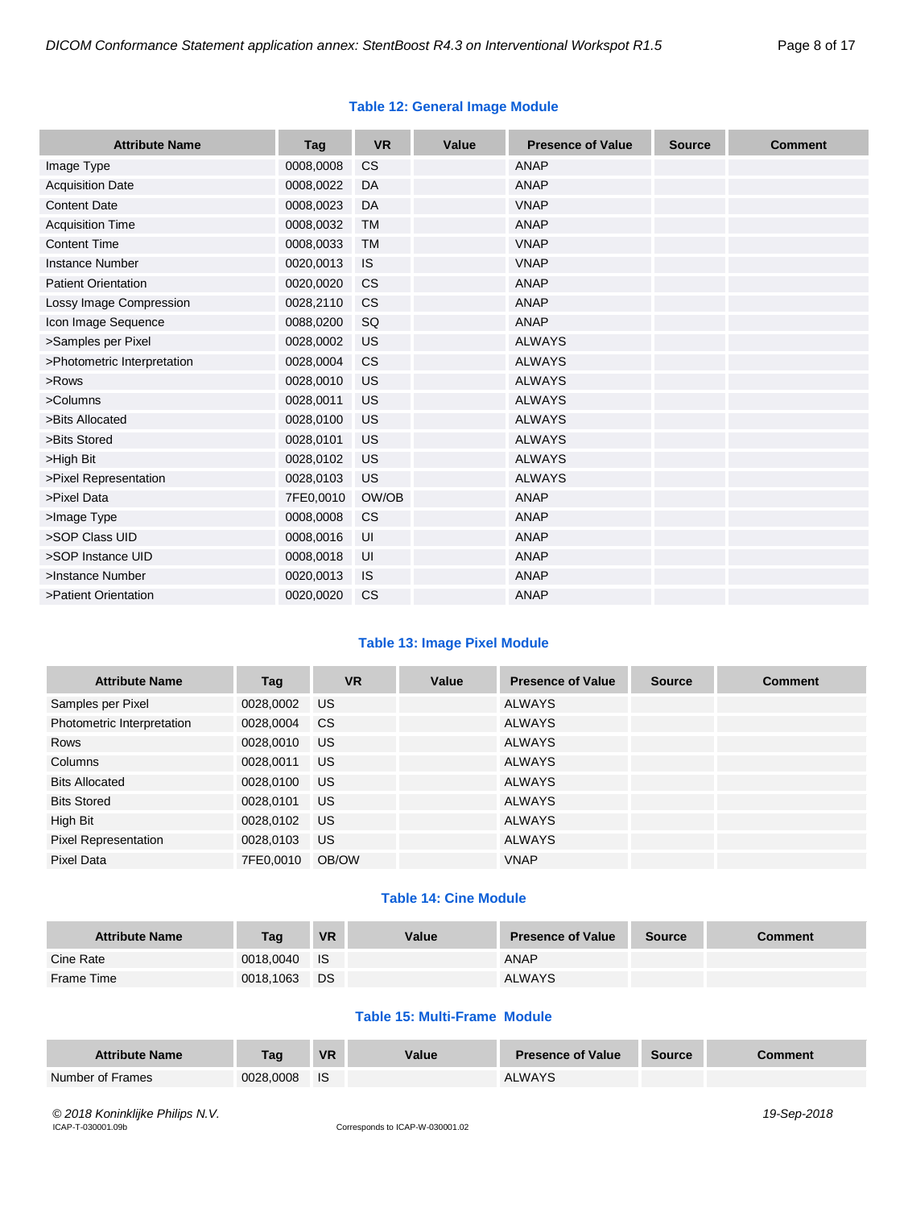**Table 12: General Image Module**

| Attribute Name | Tag | VR | Value | Presence of Value | Source | Comment |
|---|---|---|---|---|---|---|
| Image Type | 0008,0008 | CS | | ANAP | | |
| Acquisition Date | 0008,0022 | DA | | ANAP | | |
| Content Date | 0008,0023 | DA | | VNAP | | |
| Acquisition Time | 0008,0032 | TM | | ANAP | | |
| Content Time | 0008,0033 | TM | | VNAP | | |
| Instance Number | 0020,0013 | IS | | VNAP | | |
| Patient Orientation | 0020,0020 | CS | | ANAP | | |
| Lossy Image Compression | 0028,2110 | CS | | ANAP | | |
| Icon Image Sequence | 0088,0200 | SQ | | ANAP | | |
| >Samples per Pixel | 0028,0002 | US | | ALWAYS | | |
| >Photometric Interpretation | 0028,0004 | CS | | ALWAYS | | |
| >Rows | 0028,0010 | US | | ALWAYS | | |
| >Columns | 0028,0011 | US | | ALWAYS | | |
| >Bits Allocated | 0028,0100 | US | | ALWAYS | | |
| >Bits Stored | 0028,0101 | US | | ALWAYS | | |
| >High Bit | 0028,0102 | US | | ALWAYS | | |
| >Pixel Representation | 0028,0103 | US | | ALWAYS | | |
| >Pixel Data | 7FE0,0010 | OW/OB | | ANAP | | |
| >Image Type | 0008,0008 | CS | | ANAP | | |
| >SOP Class UID | 0008,0016 | UI | | ANAP | | |
| >SOP Instance UID | 0008,0018 | UI | | ANAP | | |
| >Instance Number | 0020,0013 | IS | | ANAP | | |
| >Patient Orientation | 0020,0020 | CS | | ANAP | | |

**Table 13: Image Pixel Module**

| Attribute Name | Tag | VR | Value | Presence of Value | Source | Comment |
|---|---|---|---|---|---|---|
| Samples per Pixel | 0028,0002 | US | | ALWAYS | | |
| Photometric Interpretation | 0028,0004 | CS | | ALWAYS | | |
| Rows | 0028,0010 | US | | ALWAYS | | |
| Columns | 0028,0011 | US | | ALWAYS | | |
| Bits Allocated | 0028,0100 | US | | ALWAYS | | |
| Bits Stored | 0028,0101 | US | | ALWAYS | | |
| High Bit | 0028,0102 | US | | ALWAYS | | |
| Pixel Representation | 0028,0103 | US | | ALWAYS | | |
| Pixel Data | 7FE0,0010 | OB/OW | | VNAP | | |

**Table 14: Cine Module**

| Attribute Name | Tag | VR | Value | Presence of Value | Source | Comment |
|---|---|---|---|---|---|---|
| Cine Rate | 0018,0040 | IS | | ANAP | | |
| Frame Time | 0018,1063 | DS | | ALWAYS | | |

**Table 15: Multi-Frame Module**

| Attribute Name | Tag | VR | Value | Presence of Value | Source | Comment |
|---|---|---|---|---|---|---|
| Number of Frames | 0028,0008 | IS | | ALWAYS | | |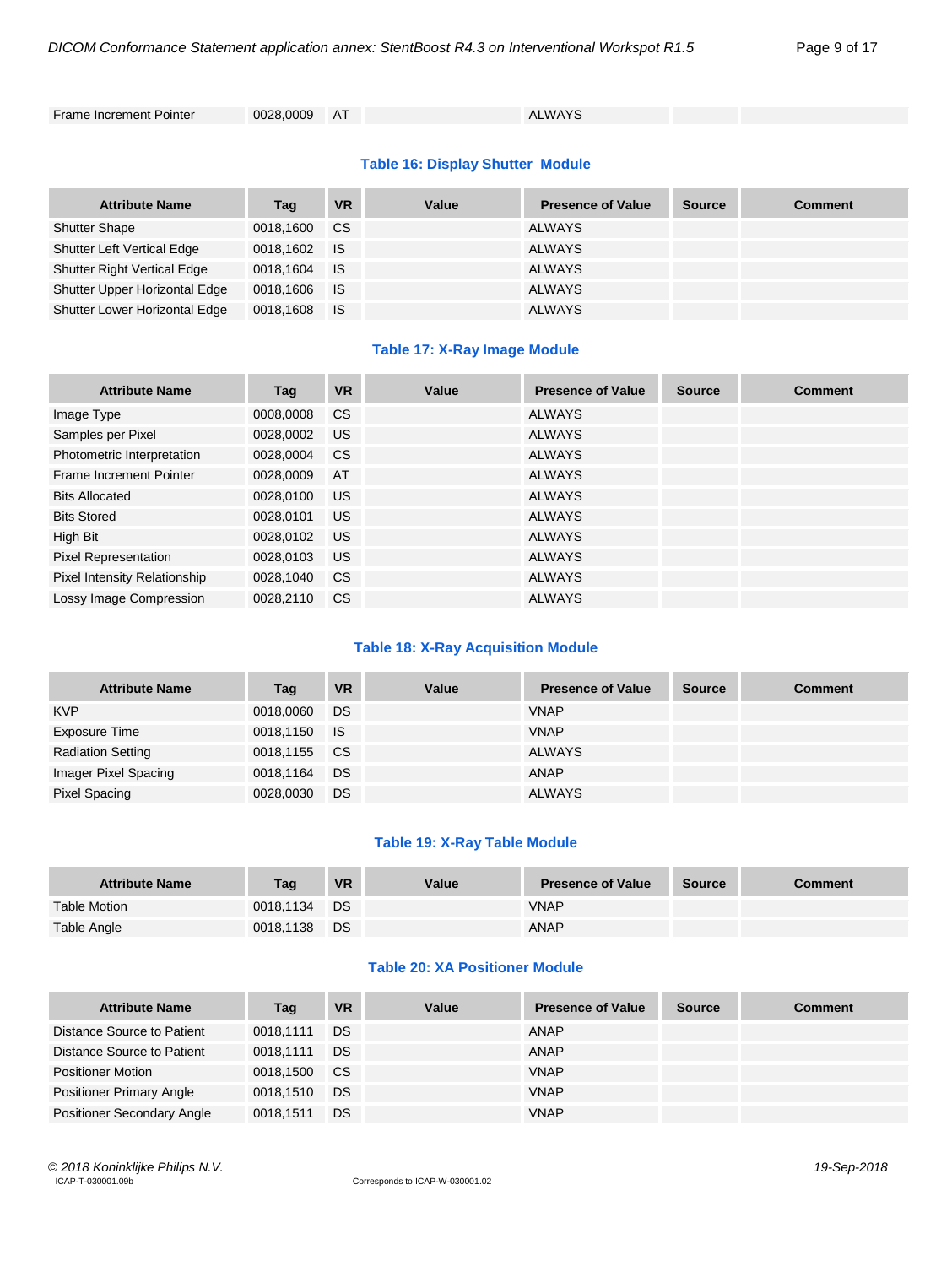| Frame Increment Pointer | 0028,0009 | AT | | ALWAYS | | |
|---|---|---|---|---|---|---|

### Table 16: Display Shutter Module

| Attribute Name | Tag | VR | Value | Presence of Value | Source | Comment |
|---|---|---|---|---|---|---|
| Shutter Shape | 0018,1600 | CS | | ALWAYS | | |
| Shutter Left Vertical Edge | 0018,1602 | IS | | ALWAYS | | |
| Shutter Right Vertical Edge | 0018,1604 | IS | | ALWAYS | | |
| Shutter Upper Horizontal Edge | 0018,1606 | IS | | ALWAYS | | |
| Shutter Lower Horizontal Edge | 0018,1608 | IS | | ALWAYS | | |

### Table 17: X-Ray Image Module

| Attribute Name | Tag | VR | Value | Presence of Value | Source | Comment |
|---|---|---|---|---|---|---|
| Image Type | 0008,0008 | CS | | ALWAYS | | |
| Samples per Pixel | 0028,0002 | US | | ALWAYS | | |
| Photometric Interpretation | 0028,0004 | CS | | ALWAYS | | |
| Frame Increment Pointer | 0028,0009 | AT | | ALWAYS | | |
| Bits Allocated | 0028,0100 | US | | ALWAYS | | |
| Bits Stored | 0028,0101 | US | | ALWAYS | | |
| High Bit | 0028,0102 | US | | ALWAYS | | |
| Pixel Representation | 0028,0103 | US | | ALWAYS | | |
| Pixel Intensity Relationship | 0028,1040 | CS | | ALWAYS | | |
| Lossy Image Compression | 0028,2110 | CS | | ALWAYS | | |

### Table 18: X-Ray Acquisition Module

| Attribute Name | Tag | VR | Value | Presence of Value | Source | Comment |
|---|---|---|---|---|---|---|
| KVP | 0018,0060 | DS | | VNAP | | |
| Exposure Time | 0018,1150 | IS | | VNAP | | |
| Radiation Setting | 0018,1155 | CS | | ALWAYS | | |
| Imager Pixel Spacing | 0018,1164 | DS | | ANAP | | |
| Pixel Spacing | 0028,0030 | DS | | ALWAYS | | |

### Table 19: X-Ray Table Module

| Attribute Name | Tag | VR | Value | Presence of Value | Source | Comment |
|---|---|---|---|---|---|---|
| Table Motion | 0018,1134 | DS | | VNAP | | |
| Table Angle | 0018,1138 | DS | | ANAP | | |

### Table 20: XA Positioner Module

| Attribute Name | Tag | VR | Value | Presence of Value | Source | Comment |
|---|---|---|---|---|---|---|
| Distance Source to Patient | 0018,1111 | DS | | ANAP | | |
| Distance Source to Patient | 0018,1111 | DS | | ANAP | | |
| Positioner Motion | 0018,1500 | CS | | VNAP | | |
| Positioner Primary Angle | 0018,1510 | DS | | VNAP | | |
| Positioner Secondary Angle | 0018,1511 | DS | | VNAP | | |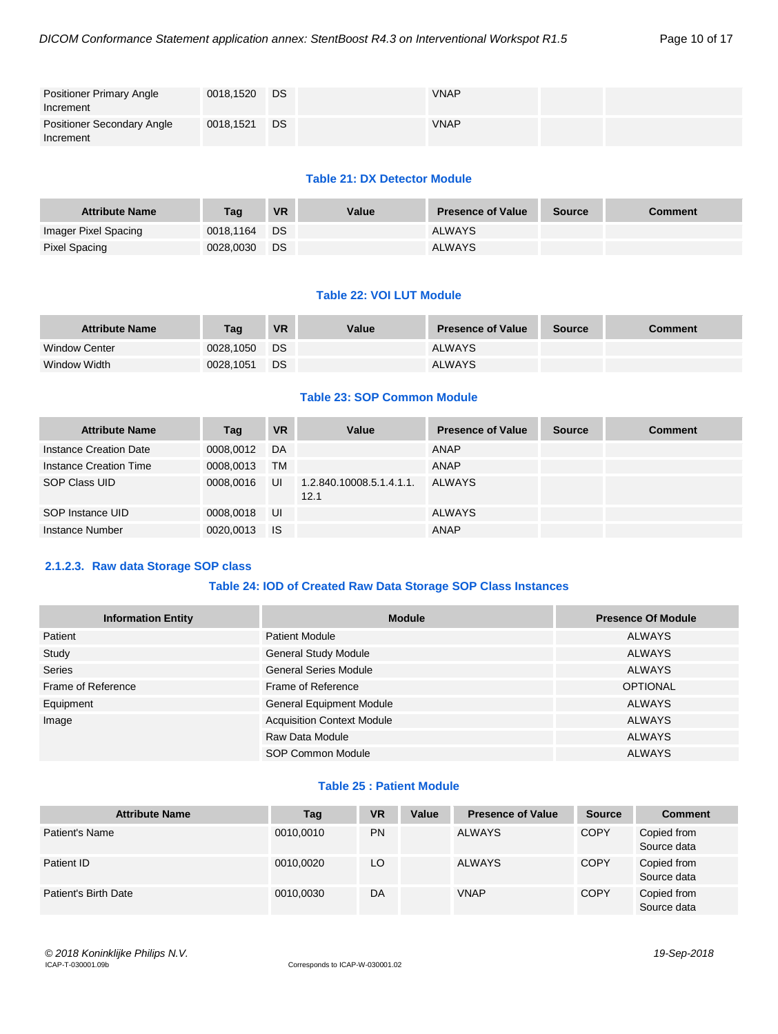| Positioner Primary Angle Increment | 0018,1520 | DS | | VNAP | | |
|---|---|---|---|---|---|---|
| Positioner Secondary Angle Increment | 0018,1521 | DS | | VNAP | | |

**Table 21: DX Detector Module**

| Attribute Name | Tag | VR | Value | Presence of Value | Source | Comment |
|---|---|---|---|---|---|---|
| Imager Pixel Spacing | 0018,1164 | DS | | ALWAYS | | |
| Pixel Spacing | 0028,0030 | DS | | ALWAYS | | |

**Table 22: VOI LUT Module**

| Attribute Name | Tag | VR | Value | Presence of Value | Source | Comment |
|---|---|---|---|---|---|---|
| Window Center | 0028,1050 | DS | | ALWAYS | | |
| Window Width | 0028,1051 | DS | | ALWAYS | | |

**Table 23: SOP Common Module**

| Attribute Name | Tag | VR | Value | Presence of Value | Source | Comment |
|---|---|---|---|---|---|---|
| Instance Creation Date | 0008,0012 | DA | | ANAP | | |
| Instance Creation Time | 0008,0013 | TM | | ANAP | | |
| SOP Class UID | 0008,0016 | UI | 1.2.840.10008.5.1.4.1.1.12.1 | ALWAYS | | |
| SOP Instance UID | 0008,0018 | UI | | ALWAYS | | |
| Instance Number | 0020,0013 | IS | | ANAP | | |

### 2.1.2.3. Raw data Storage SOP class

**Table 24: IOD of Created Raw Data Storage SOP Class Instances**

| Information Entity | Module | Presence Of Module |
|---|---|---|
| Patient | Patient Module | ALWAYS |
| Study | General Study Module | ALWAYS |
| Series | General Series Module | ALWAYS |
| Frame of Reference | Frame of Reference | OPTIONAL |
| Equipment | General Equipment Module | ALWAYS |
| Image | Acquisition Context Module | ALWAYS |
| | Raw Data Module | ALWAYS |
| | SOP Common Module | ALWAYS |

**Table 25 : Patient Module**

| Attribute Name | Tag | VR | Value | Presence of Value | Source | Comment |
|---|---|---|---|---|---|---|
| Patient's Name | 0010,0010 | PN | | ALWAYS | COPY | Copied from Source data |
| Patient ID | 0010,0020 | LO | | ALWAYS | COPY | Copied from Source data |
| Patient's Birth Date | 0010,0030 | DA | | VNAP | COPY | Copied from Source data |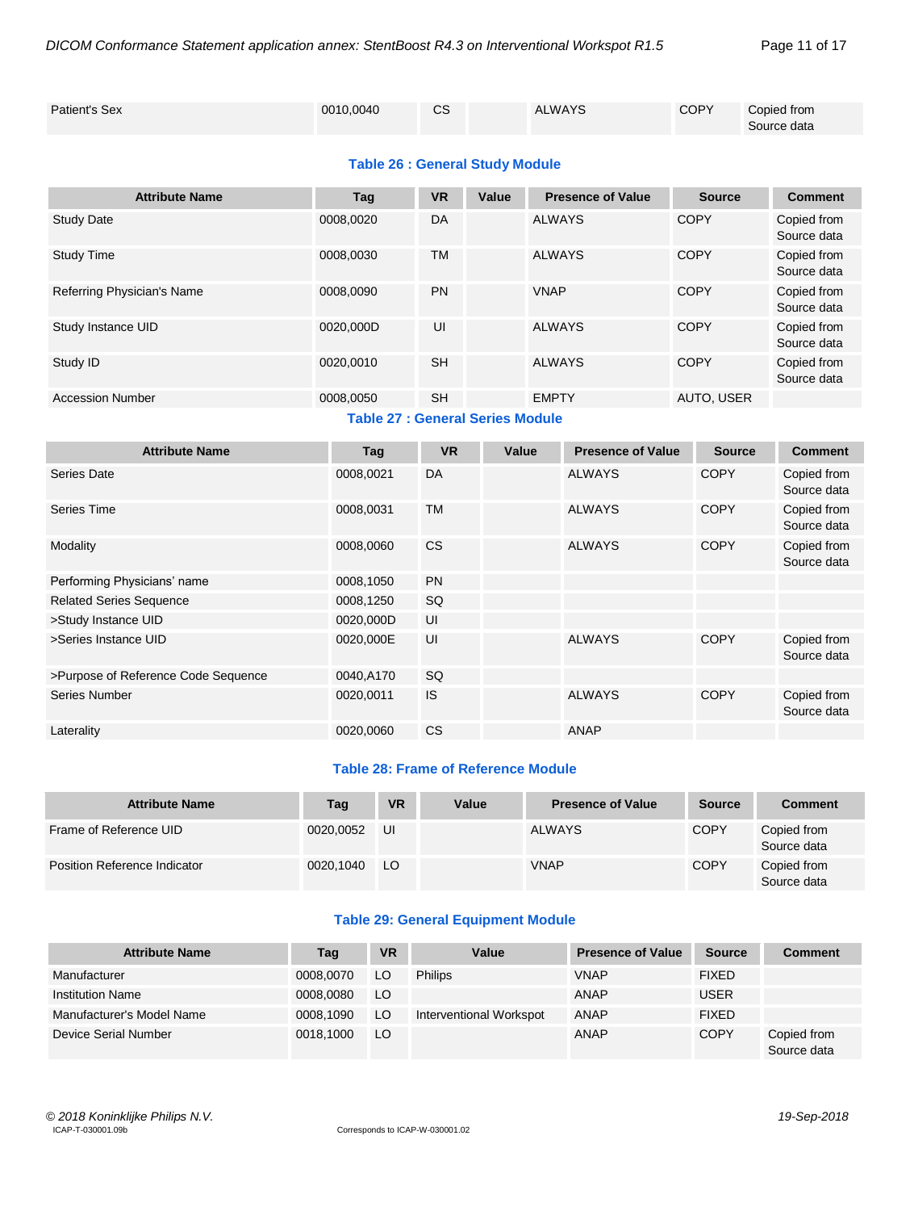| Patient's Sex | 0010,0040 | CS | | ALWAYS | COPY | Copied from Source data |
|---|---|---|---|---|---|---|

**Table 26 : General Study Module**

| Attribute Name | Tag | VR | Value | Presence of Value | Source | Comment |
|---|---|---|---|---|---|---|
| Study Date | 0008,0020 | DA | | ALWAYS | COPY | Copied from Source data |
| Study Time | 0008,0030 | TM | | ALWAYS | COPY | Copied from Source data |
| Referring Physician's Name | 0008,0090 | PN | | VNAP | COPY | Copied from Source data |
| Study Instance UID | 0020,000D | UI | | ALWAYS | COPY | Copied from Source data |
| Study ID | 0020,0010 | SH | | ALWAYS | COPY | Copied from Source data |
| Accession Number | 0008,0050 | SH | | EMPTY | AUTO, USER | |

**Table 27 : General Series Module**

| Attribute Name | Tag | VR | Value | Presence of Value | Source | Comment |
|---|---|---|---|---|---|---|
| Series Date | 0008,0021 | DA | | ALWAYS | COPY | Copied from Source data |
| Series Time | 0008,0031 | TM | | ALWAYS | COPY | Copied from Source data |
| Modality | 0008,0060 | CS | | ALWAYS | COPY | Copied from Source data |
| Performing Physicians' name | 0008,1050 | PN | | | | |
| Related Series Sequence | 0008,1250 | SQ | | | | |
| >Study Instance UID | 0020,000D | UI | | | | |
| >Series Instance UID | 0020,000E | UI | | ALWAYS | COPY | Copied from Source data |
| >Purpose of Reference Code Sequence | 0040,A170 | SQ | | | | |
| Series Number | 0020,0011 | IS | | ALWAYS | COPY | Copied from Source data |
| Laterality | 0020,0060 | CS | | ANAP | | |

**Table 28: Frame of Reference Module**

| Attribute Name | Tag | VR | Value | Presence of Value | Source | Comment |
|---|---|---|---|---|---|---|
| Frame of Reference UID | 0020,0052 | UI | | ALWAYS | COPY | Copied from Source data |
| Position Reference Indicator | 0020,1040 | LO | | VNAP | COPY | Copied from Source data |

**Table 29: General Equipment Module**

| Attribute Name | Tag | VR | Value | Presence of Value | Source | Comment |
|---|---|---|---|---|---|---|
| Manufacturer | 0008,0070 | LO | Philips | VNAP | FIXED | |
| Institution Name | 0008,0080 | LO | | ANAP | USER | |
| Manufacturer's Model Name | 0008,1090 | LO | Interventional Workspot | ANAP | FIXED | |
| Device Serial Number | 0018,1000 | LO | | ANAP | COPY | Copied from Source data |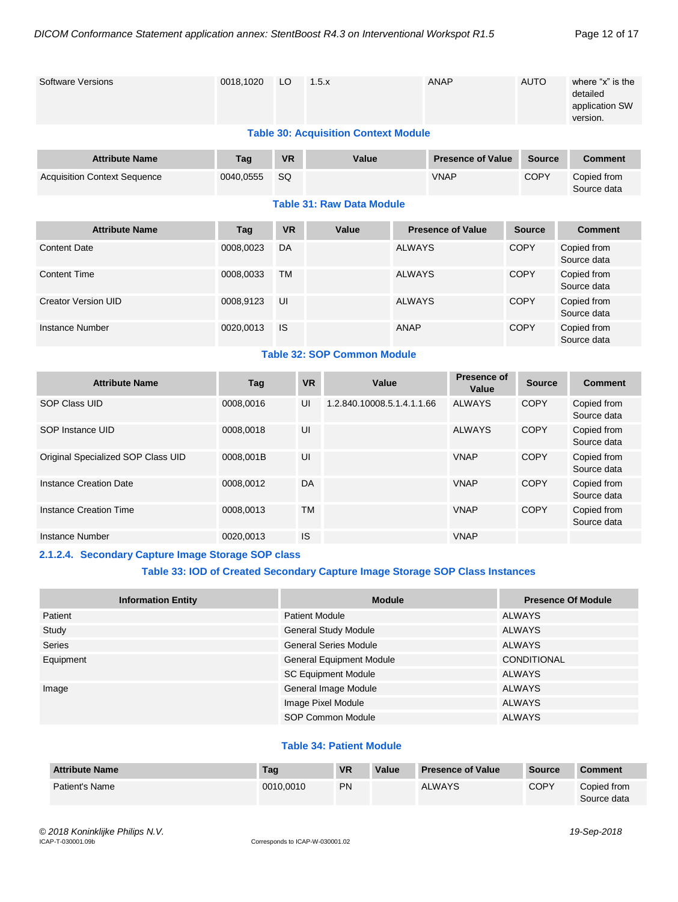| Software Versions | 0018,1020 | LO | 1.5.x | ANAP | AUTO | where "x" is the detailed application SW version. |
|---|---|---|---|---|---|---|

**Table 30: Acquisition Context Module**

| Attribute Name | Tag | VR | Value | Presence of Value | Source | Comment |
|---|---|---|---|---|---|---|
| Acquisition Context Sequence | 0040,0555 | SQ | | VNAP | COPY | Copied from Source data |

**Table 31: Raw Data Module**

| Attribute Name | Tag | VR | Value | Presence of Value | Source | Comment |
|---|---|---|---|---|---|---|
| Content Date | 0008,0023 | DA | | ALWAYS | COPY | Copied from Source data |
| Content Time | 0008,0033 | TM | | ALWAYS | COPY | Copied from Source data |
| Creator Version UID | 0008,9123 | UI | | ALWAYS | COPY | Copied from Source data |
| Instance Number | 0020,0013 | IS | | ANAP | COPY | Copied from Source data |

**Table 32: SOP Common Module**

| Attribute Name | Tag | VR | Value | Presence of Value | Source | Comment |
|---|---|---|---|---|---|---|
| SOP Class UID | 0008,0016 | UI | 1.2.840.10008.5.1.4.1.1.66 | ALWAYS | COPY | Copied from Source data |
| SOP Instance UID | 0008,0018 | UI | | ALWAYS | COPY | Copied from Source data |
| Original Specialized SOP Class UID | 0008,001B | UI | | VNAP | COPY | Copied from Source data |
| Instance Creation Date | 0008,0012 | DA | | VNAP | COPY | Copied from Source data |
| Instance Creation Time | 0008,0013 | TM | | VNAP | COPY | Copied from Source data |
| Instance Number | 0020,0013 | IS | | VNAP | | |

### 2.1.2.4. Secondary Capture Image Storage SOP class

**Table 33: IOD of Created Secondary Capture Image Storage SOP Class Instances**

| Information Entity | Module | Presence Of Module |
|---|---|---|
| Patient | Patient Module | ALWAYS |
| Study | General Study Module | ALWAYS |
| Series | General Series Module | ALWAYS |
| Equipment | General Equipment Module | CONDITIONAL |
| | SC Equipment Module | ALWAYS |
| Image | General Image Module | ALWAYS |
| | Image Pixel Module | ALWAYS |
| | SOP Common Module | ALWAYS |

**Table 34: Patient Module**

| Attribute Name | Tag | VR | Value | Presence of Value | Source | Comment |
|---|---|---|---|---|---|---|
| Patient's Name | 0010,0010 | PN | | ALWAYS | COPY | Copied from Source data |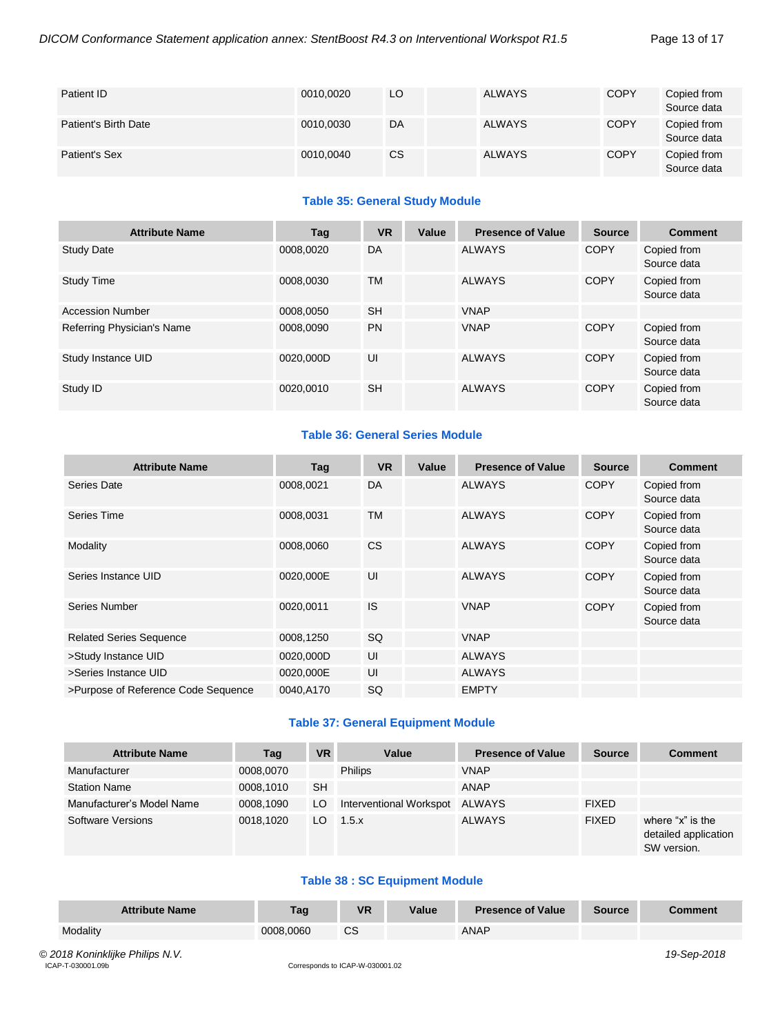| | | | | | | |
|---|---|---|---|---|---|---|
| Patient ID | 0010,0020 | LO | | ALWAYS | COPY | Copied from Source data |
| Patient's Birth Date | 0010,0030 | DA | | ALWAYS | COPY | Copied from Source data |
| Patient's Sex | 0010,0040 | CS | | ALWAYS | COPY | Copied from Source data |

**Table 35: General Study Module**

| Attribute Name | Tag | VR | Value | Presence of Value | Source | Comment |
|---|---|---|---|---|---|---|
| Study Date | 0008,0020 | DA | | ALWAYS | COPY | Copied from Source data |
| Study Time | 0008,0030 | TM | | ALWAYS | COPY | Copied from Source data |
| Accession Number | 0008,0050 | SH | | VNAP | | |
| Referring Physician's Name | 0008,0090 | PN | | VNAP | COPY | Copied from Source data |
| Study Instance UID | 0020,000D | UI | | ALWAYS | COPY | Copied from Source data |
| Study ID | 0020,0010 | SH | | ALWAYS | COPY | Copied from Source data |

**Table 36: General Series Module**

| Attribute Name | Tag | VR | Value | Presence of Value | Source | Comment |
|---|---|---|---|---|---|---|
| Series Date | 0008,0021 | DA | | ALWAYS | COPY | Copied from Source data |
| Series Time | 0008,0031 | TM | | ALWAYS | COPY | Copied from Source data |
| Modality | 0008,0060 | CS | | ALWAYS | COPY | Copied from Source data |
| Series Instance UID | 0020,000E | UI | | ALWAYS | COPY | Copied from Source data |
| Series Number | 0020,0011 | IS | | VNAP | COPY | Copied from Source data |
| Related Series Sequence | 0008,1250 | SQ | | VNAP | | |
| >Study Instance UID | 0020,000D | UI | | ALWAYS | | |
| >Series Instance UID | 0020,000E | UI | | ALWAYS | | |
| >Purpose of Reference Code Sequence | 0040,A170 | SQ | | EMPTY | | |

**Table 37: General Equipment Module**

| Attribute Name | Tag | VR | Value | Presence of Value | Source | Comment |
|---|---|---|---|---|---|---|
| Manufacturer | 0008,0070 | | Philips | VNAP | | |
| Station Name | 0008,1010 | SH | | ANAP | | |
| Manufacturer's Model Name | 0008,1090 | LO | Interventional Workspot | ALWAYS | FIXED | |
| Software Versions | 0018,1020 | LO | 1.5.x | ALWAYS | FIXED | where "x" is the detailed application SW version. |

**Table 38 : SC Equipment Module**

| Attribute Name | Tag | VR | Value | Presence of Value | Source | Comment |
|---|---|---|---|---|---|---|
| Modality | 0008,0060 | CS | | ANAP | | |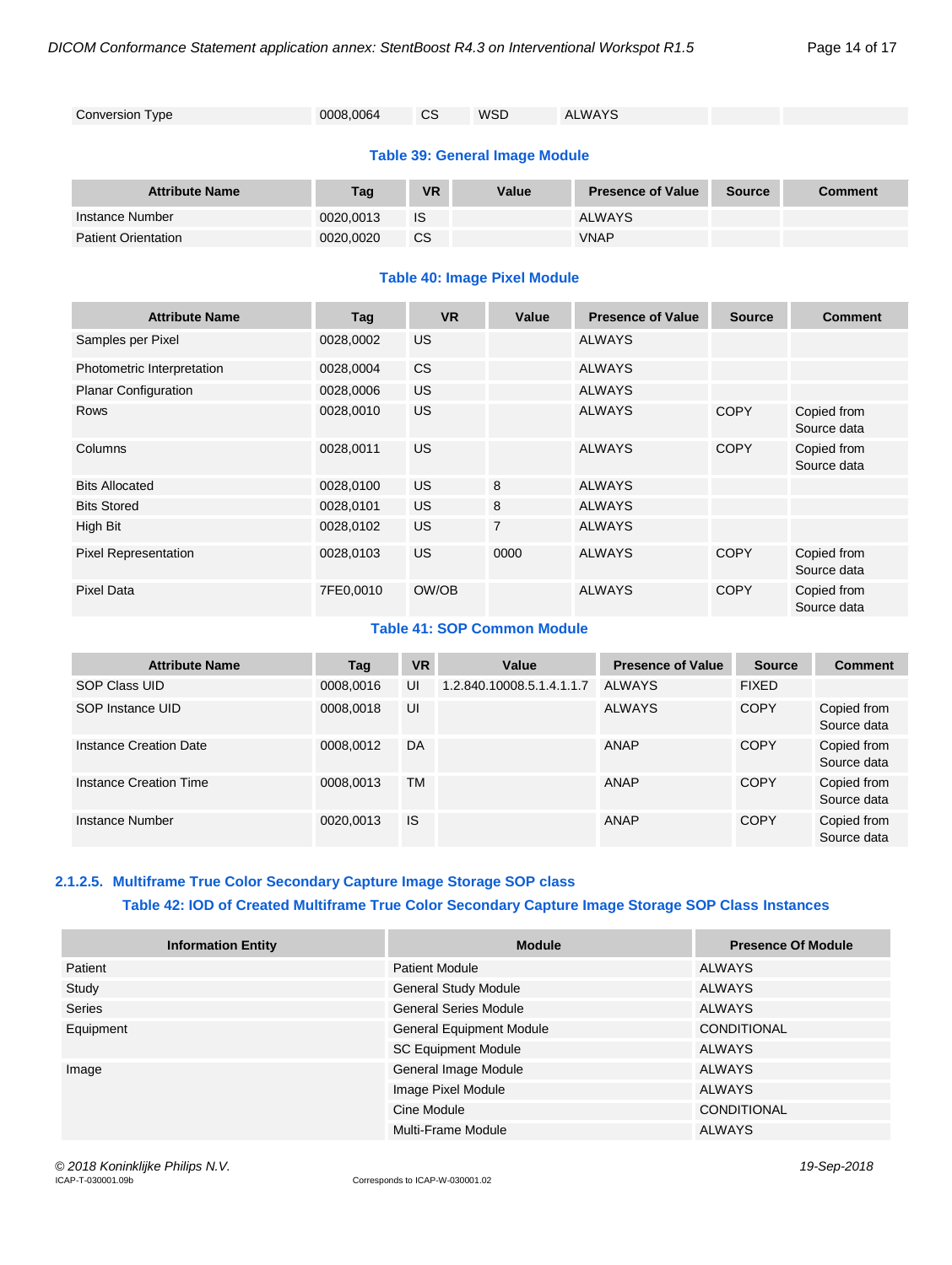| Conversion Type | 0008,0064 | CS | WSD | ALWAYS | | |
|---|---|---|---|---|---|---|

**Table 39: General Image Module**

| Attribute Name | Tag | VR | Value | Presence of Value | Source | Comment |
|---|---|---|---|---|---|---|
| Instance Number | 0020,0013 | IS | | ALWAYS | | |
| Patient Orientation | 0020,0020 | CS | | VNAP | | |

**Table 40: Image Pixel Module**

| Attribute Name | Tag | VR | Value | Presence of Value | Source | Comment |
|---|---|---|---|---|---|---|
| Samples per Pixel | 0028,0002 | US | | ALWAYS | | |
| Photometric Interpretation | 0028,0004 | CS | | ALWAYS | | |
| Planar Configuration | 0028,0006 | US | | ALWAYS | | |
| Rows | 0028,0010 | US | | ALWAYS | COPY | Copied from Source data |
| Columns | 0028,0011 | US | | ALWAYS | COPY | Copied from Source data |
| Bits Allocated | 0028,0100 | US | 8 | ALWAYS | | |
| Bits Stored | 0028,0101 | US | 8 | ALWAYS | | |
| High Bit | 0028,0102 | US | 7 | ALWAYS | | |
| Pixel Representation | 0028,0103 | US | 0000 | ALWAYS | COPY | Copied from Source data |
| Pixel Data | 7FE0,0010 | OW/OB | | ALWAYS | COPY | Copied from Source data |

**Table 41: SOP Common Module**

| Attribute Name | Tag | VR | Value | Presence of Value | Source | Comment |
|---|---|---|---|---|---|---|
| SOP Class UID | 0008,0016 | UI | 1.2.840.10008.5.1.4.1.1.7 | ALWAYS | FIXED | |
| SOP Instance UID | 0008,0018 | UI | | ALWAYS | COPY | Copied from Source data |
| Instance Creation Date | 0008,0012 | DA | | ANAP | COPY | Copied from Source data |
| Instance Creation Time | 0008,0013 | TM | | ANAP | COPY | Copied from Source data |
| Instance Number | 0020,0013 | IS | | ANAP | COPY | Copied from Source data |

#### 2.1.2.5. Multiframe True Color Secondary Capture Image Storage SOP class

**Table 42: IOD of Created Multiframe True Color Secondary Capture Image Storage SOP Class Instances**

| Information Entity | Module | Presence Of Module |
|---|---|---|
| Patient | Patient Module | ALWAYS |
| Study | General Study Module | ALWAYS |
| Series | General Series Module | ALWAYS |
| Equipment | General Equipment Module | CONDITIONAL |
| | SC Equipment Module | ALWAYS |
| Image | General Image Module | ALWAYS |
| | Image Pixel Module | ALWAYS |
| | Cine Module | CONDITIONAL |
| | Multi-Frame Module | ALWAYS |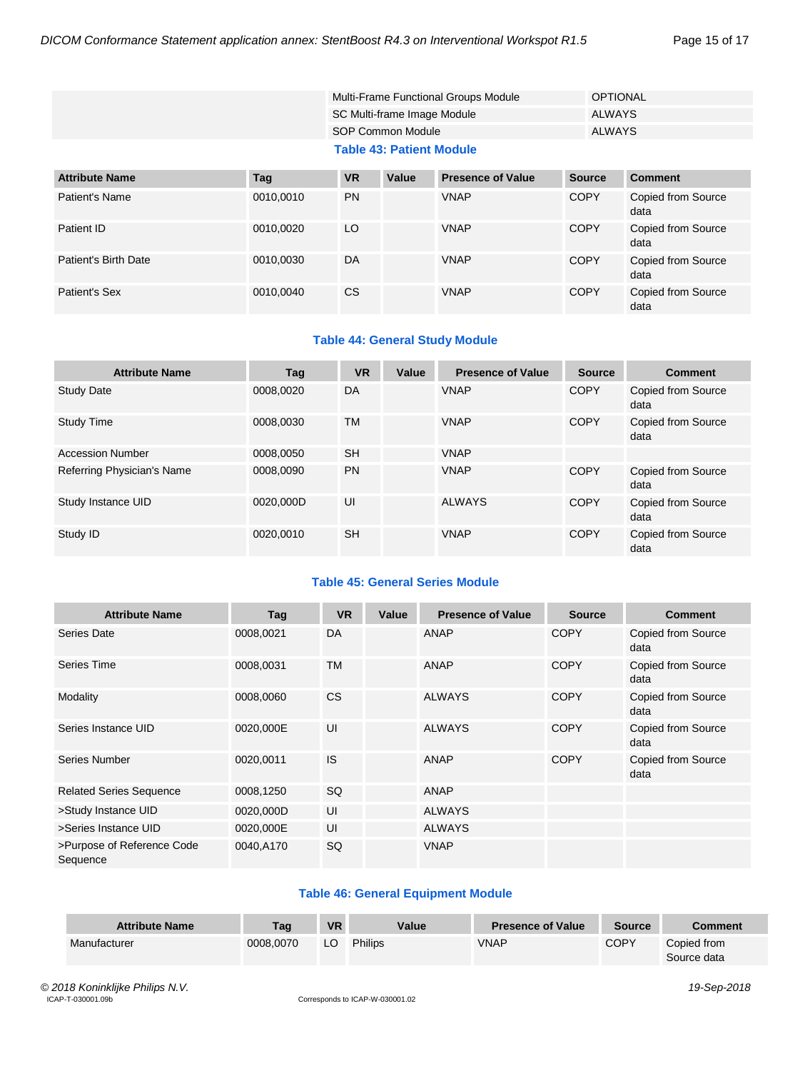| | | |
|---|---|---|
| | Multi-Frame Functional Groups Module | OPTIONAL |
| | SC Multi-frame Image Module | ALWAYS |
| | SOP Common Module | ALWAYS |

**Table 43: Patient Module**

| Attribute Name | Tag | VR | Value | Presence of Value | Source | Comment |
|---|---|---|---|---|---|---|
| Patient's Name | 0010,0010 | PN | | VNAP | COPY | Copied from Source data |
| Patient ID | 0010,0020 | LO | | VNAP | COPY | Copied from Source data |
| Patient's Birth Date | 0010,0030 | DA | | VNAP | COPY | Copied from Source data |
| Patient's Sex | 0010,0040 | CS | | VNAP | COPY | Copied from Source data |

**Table 44: General Study Module**

| Attribute Name | Tag | VR | Value | Presence of Value | Source | Comment |
|---|---|---|---|---|---|---|
| Study Date | 0008,0020 | DA | | VNAP | COPY | Copied from Source data |
| Study Time | 0008,0030 | TM | | VNAP | COPY | Copied from Source data |
| Accession Number | 0008,0050 | SH | | VNAP | | |
| Referring Physician's Name | 0008,0090 | PN | | VNAP | COPY | Copied from Source data |
| Study Instance UID | 0020,000D | UI | | ALWAYS | COPY | Copied from Source data |
| Study ID | 0020,0010 | SH | | VNAP | COPY | Copied from Source data |

**Table 45: General Series Module**

| Attribute Name | Tag | VR | Value | Presence of Value | Source | Comment |
|---|---|---|---|---|---|---|
| Series Date | 0008,0021 | DA | | ANAP | COPY | Copied from Source data |
| Series Time | 0008,0031 | TM | | ANAP | COPY | Copied from Source data |
| Modality | 0008,0060 | CS | | ALWAYS | COPY | Copied from Source data |
| Series Instance UID | 0020,000E | UI | | ALWAYS | COPY | Copied from Source data |
| Series Number | 0020,0011 | IS | | ANAP | COPY | Copied from Source data |
| Related Series Sequence | 0008,1250 | SQ | | ANAP | | |
| >Study Instance UID | 0020,000D | UI | | ALWAYS | | |
| >Series Instance UID | 0020,000E | UI | | ALWAYS | | |
| >Purpose of Reference Code Sequence | 0040,A170 | SQ | | VNAP | | |

**Table 46: General Equipment Module**

| Attribute Name | Tag | VR | Value | Presence of Value | Source | Comment |
|---|---|---|---|---|---|---|
| Manufacturer | 0008,0070 | LO | Philips | VNAP | COPY | Copied from Source data |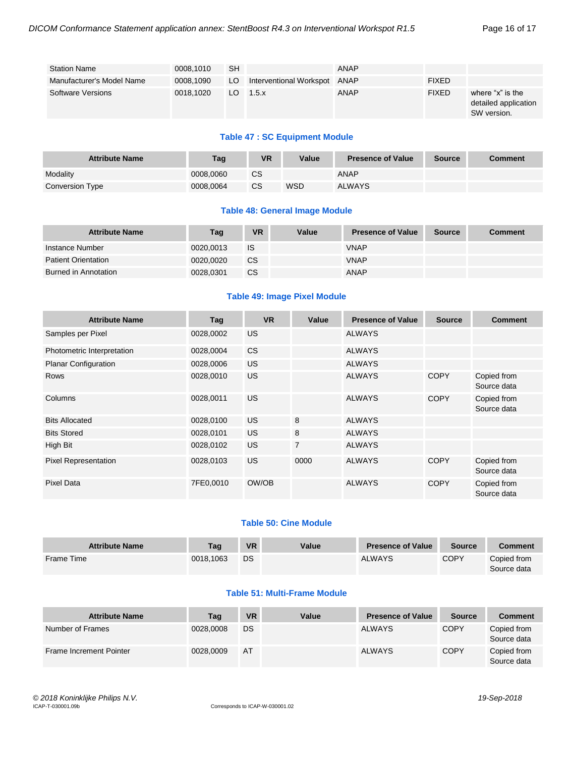| Station Name | 0008,1010 | SH | | ANAP | | |
|---|---|---|---|---|---|---|
| Manufacturer's Model Name | 0008,1090 | LO | Interventional Workspot | ANAP | FIXED | |
| Software Versions | 0018,1020 | LO | 1.5.x | ANAP | FIXED | where "x" is the detailed application SW version. |

**Table 47 : SC Equipment Module**

| Attribute Name | Tag | VR | Value | Presence of Value | Source | Comment |
|---|---|---|---|---|---|---|
| Modality | 0008,0060 | CS | | ANAP | | |
| Conversion Type | 0008,0064 | CS | WSD | ALWAYS | | |

**Table 48: General Image Module**

| Attribute Name | Tag | VR | Value | Presence of Value | Source | Comment |
|---|---|---|---|---|---|---|
| Instance Number | 0020,0013 | IS | | VNAP | | |
| Patient Orientation | 0020,0020 | CS | | VNAP | | |
| Burned in Annotation | 0028,0301 | CS | | ANAP | | |

**Table 49: Image Pixel Module**

| Attribute Name | Tag | VR | Value | Presence of Value | Source | Comment |
|---|---|---|---|---|---|---|
| Samples per Pixel | 0028,0002 | US | | ALWAYS | | |
| Photometric Interpretation | 0028,0004 | CS | | ALWAYS | | |
| Planar Configuration | 0028,0006 | US | | ALWAYS | | |
| Rows | 0028,0010 | US | | ALWAYS | COPY | Copied from Source data |
| Columns | 0028,0011 | US | | ALWAYS | COPY | Copied from Source data |
| Bits Allocated | 0028,0100 | US | 8 | ALWAYS | | |
| Bits Stored | 0028,0101 | US | 8 | ALWAYS | | |
| High Bit | 0028,0102 | US | 7 | ALWAYS | | |
| Pixel Representation | 0028,0103 | US | 0000 | ALWAYS | COPY | Copied from Source data |
| Pixel Data | 7FE0,0010 | OW/OB | | ALWAYS | COPY | Copied from Source data |

**Table 50: Cine Module**

| Attribute Name | Tag | VR | Value | Presence of Value | Source | Comment |
|---|---|---|---|---|---|---|
| Frame Time | 0018,1063 | DS | | ALWAYS | COPY | Copied from Source data |

**Table 51: Multi-Frame Module**

| Attribute Name | Tag | VR | Value | Presence of Value | Source | Comment |
|---|---|---|---|---|---|---|
| Number of Frames | 0028,0008 | DS | | ALWAYS | COPY | Copied from Source data |
| Frame Increment Pointer | 0028,0009 | AT | | ALWAYS | COPY | Copied from Source data |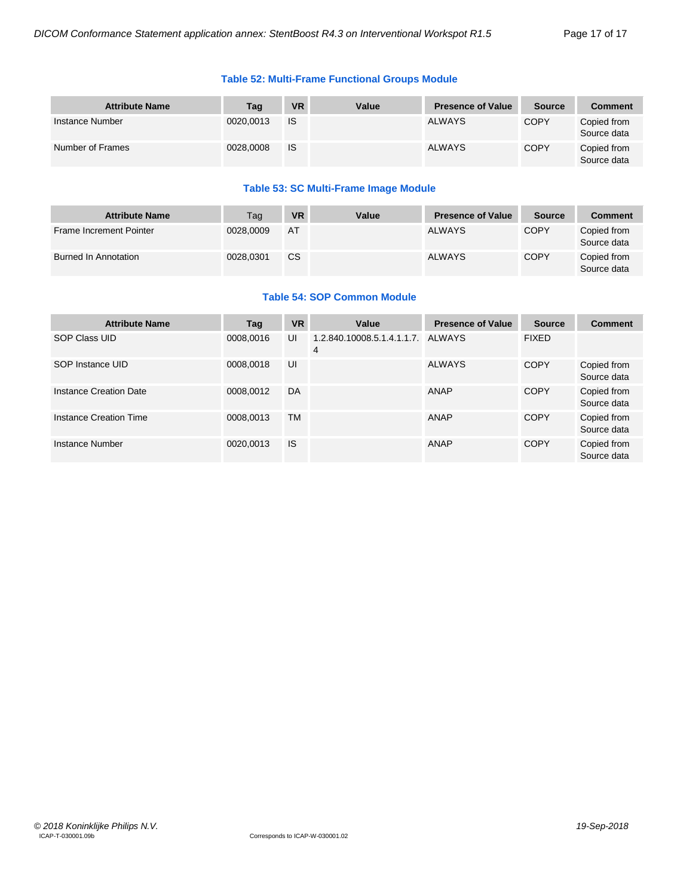### Table 52: Multi-Frame Functional Groups Module

| Attribute Name | Tag | VR | Value | Presence of Value | Source | Comment |
|---|---|---|---|---|---|---|
| Instance Number | 0020,0013 | IS | | ALWAYS | COPY | Copied from Source data |
| Number of Frames | 0028,0008 | IS | | ALWAYS | COPY | Copied from Source data |

### Table 53: SC Multi-Frame Image Module

| Attribute Name | Tag | VR | Value | Presence of Value | Source | Comment |
|---|---|---|---|---|---|---|
| Frame Increment Pointer | 0028,0009 | AT | | ALWAYS | COPY | Copied from Source data |
| Burned In Annotation | 0028,0301 | CS | | ALWAYS | COPY | Copied from Source data |

### Table 54: SOP Common Module

| Attribute Name | Tag | VR | Value | Presence of Value | Source | Comment |
|---|---|---|---|---|---|---|
| SOP Class UID | 0008,0016 | UI | 1.2.840.10008.5.1.4.1.1.7.4 | ALWAYS | FIXED | |
| SOP Instance UID | 0008,0018 | UI | | ALWAYS | COPY | Copied from Source data |
| Instance Creation Date | 0008,0012 | DA | | ANAP | COPY | Copied from Source data |
| Instance Creation Time | 0008,0013 | TM | | ANAP | COPY | Copied from Source data |
| Instance Number | 0020,0013 | IS | | ANAP | COPY | Copied from Source data |